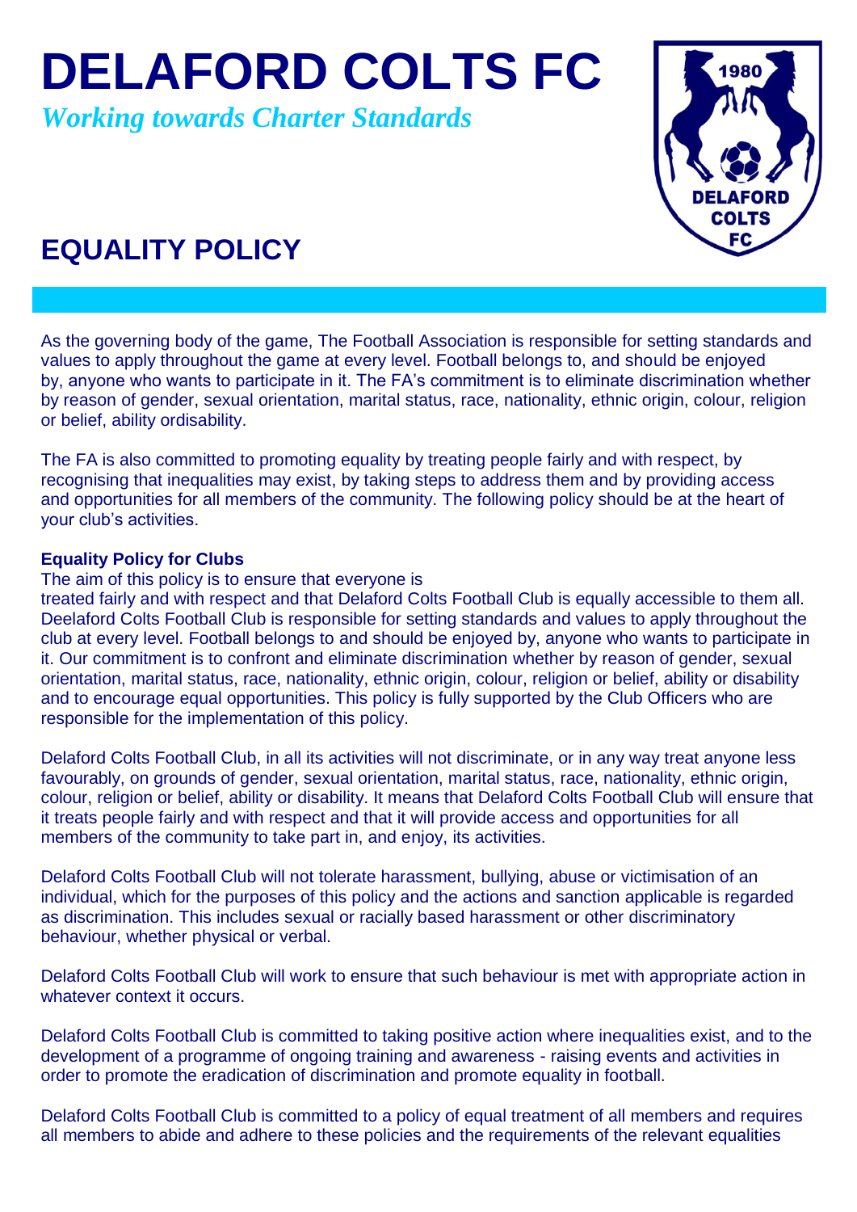# DELAFORD COLTS FC

*Working towards Charter Standards*

## EQUALITY POLICY

As the governing body of the game, The Football Association is responsible for setting standards and values to apply throughout the game at every level. Football belongs to, and should be enjoyed by, anyone who wants to participate in it. The FA's commitment is to eliminate discrimination whether by reason of gender, sexual orientation, marital status, race, nationality, ethnic origin, colour, religion or belief, ability ordisability.

The FA is also committed to promoting equality by treating people fairly and with respect, by recognising that inequalities may exist, by taking steps to address them and by providing access and opportunities for all members of the community. The following policy should be at the heart of your club's activities.

**Equality Policy for Clubs**

The aim of this policy is to ensure that everyone is treated fairly and with respect and that Delaford Colts Football Club is equally accessible to them all. Deelaford Colts Football Club is responsible for setting standards and values to apply throughout the club at every level. Football belongs to and should be enjoyed by, anyone who wants to participate in it. Our commitment is to confront and eliminate discrimination whether by reason of gender, sexual orientation, marital status, race, nationality, ethnic origin, colour, religion or belief, ability or disability and to encourage equal opportunities. This policy is fully supported by the Club Officers who are responsible for the implementation of this policy.

Delaford Colts Football Club, in all its activities will not discriminate, or in any way treat anyone less favourably, on grounds of gender, sexual orientation, marital status, race, nationality, ethnic origin, colour, religion or belief, ability or disability. It means that Delaford Colts Football Club will ensure that it treats people fairly and with respect and that it will provide access and opportunities for all members of the community to take part in, and enjoy, its activities.

Delaford Colts Football Club will not tolerate harassment, bullying, abuse or victimisation of an individual, which for the purposes of this policy and the actions and sanction applicable is regarded as discrimination. This includes sexual or racially based harassment or other discriminatory behaviour, whether physical or verbal.

Delaford Colts Football Club will work to ensure that such behaviour is met with appropriate action in whatever context it occurs.

Delaford Colts Football Club is committed to taking positive action where inequalities exist, and to the development of a programme of ongoing training and awareness - raising events and activities in order to promote the eradication of discrimination and promote equality in football.

Delaford Colts Football Club is committed to a policy of equal treatment of all members and requires all members to abide and adhere to these policies and the requirements of the relevant equalities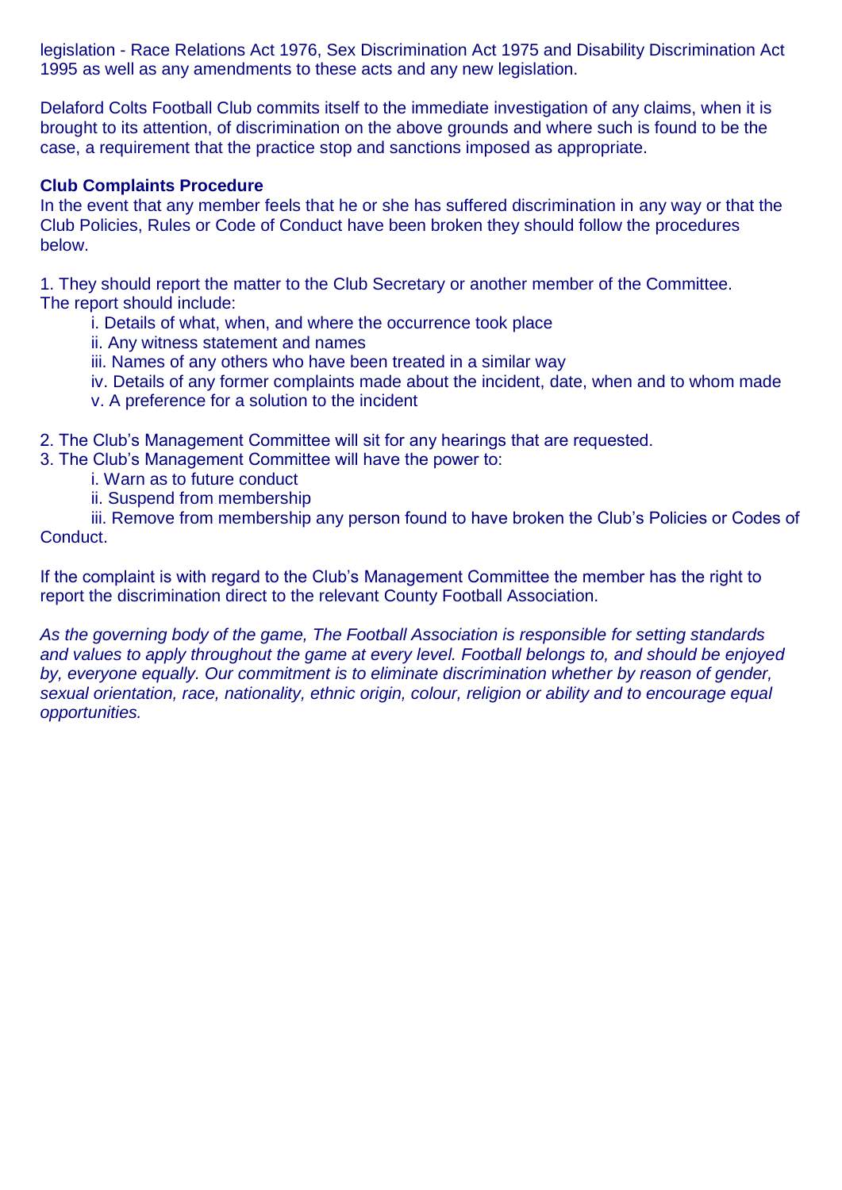legislation - Race Relations Act 1976, Sex Discrimination Act 1975 and Disability Discrimination Act 1995 as well as any amendments to these acts and any new legislation.

Delaford Colts Football Club commits itself to the immediate investigation of any claims, when it is brought to its attention, of discrimination on the above grounds and where such is found to be the case, a requirement that the practice stop and sanctions imposed as appropriate.

**Club Complaints Procedure**

In the event that any member feels that he or she has suffered discrimination in any way or that the Club Policies, Rules or Code of Conduct have been broken they should follow the procedures below.

1. They should report the matter to the Club Secretary or another member of the Committee. The report should include:
   - i. Details of what, when, and where the occurrence took place
   - ii. Any witness statement and names
   - iii. Names of any others who have been treated in a similar way
   - iv. Details of any former complaints made about the incident, date, when and to whom made
   - v. A preference for a solution to the incident
2. The Club's Management Committee will sit for any hearings that are requested.
3. The Club's Management Committee will have the power to:
   - i. Warn as to future conduct
   - ii. Suspend from membership
   - iii. Remove from membership any person found to have broken the Club's Policies or Codes of Conduct.

If the complaint is with regard to the Club's Management Committee the member has the right to report the discrimination direct to the relevant County Football Association.

*As the governing body of the game, The Football Association is responsible for setting standards and values to apply throughout the game at every level. Football belongs to, and should be enjoyed by, everyone equally. Our commitment is to eliminate discrimination whether by reason of gender, sexual orientation, race, nationality, ethnic origin, colour, religion or ability and to encourage equal opportunities.*